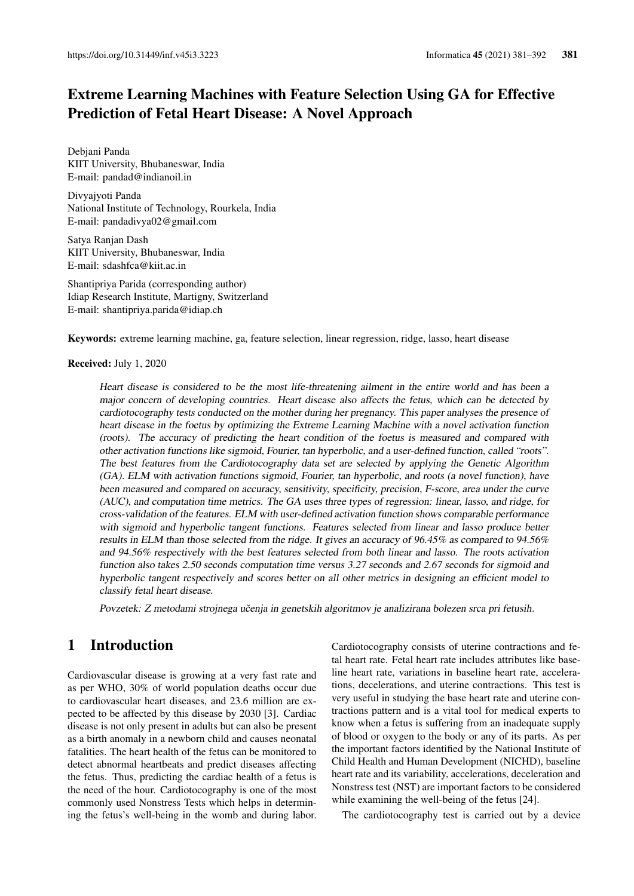# Extreme Learning Machines with Feature Selection Using GA for Effective Prediction of Fetal Heart Disease: A Novel Approach

Debjani Panda
KIIT University, Bhubaneswar, India
E-mail: pandad@indianoil.in

Divyajyoti Panda
National Institute of Technology, Rourkela, India
E-mail: pandadivya02@gmail.com

Satya Ranjan Dash
KIIT University, Bhubaneswar, India
E-mail: sdashfca@kiit.ac.in

Shantipriya Parida (corresponding author)
Idiap Research Institute, Martigny, Switzerland
E-mail: shantipriya.parida@idiap.ch

**Keywords:** extreme learning machine, ga, feature selection, linear regression, ridge, lasso, heart disease

**Received:** July 1, 2020

*Heart disease is considered to be the most life-threatening ailment in the entire world and has been a major concern of developing countries. Heart disease also affects the fetus, which can be detected by cardiotocography tests conducted on the mother during her pregnancy. This paper analyses the presence of heart disease in the foetus by optimizing the Extreme Learning Machine with a novel activation function (roots). The accuracy of predicting the heart condition of the foetus is measured and compared with other activation functions like sigmoid, Fourier, tan hyperbolic, and a user-defined function, called "roots". The best features from the Cardiotocography data set are selected by applying the Genetic Algorithm (GA). ELM with activation functions sigmoid, Fourier, tan hyperbolic, and roots (a novel function), have been measured and compared on accuracy, sensitivity, specificity, precision, F-score, area under the curve (AUC), and computation time metrics. The GA uses three types of regression: linear, lasso, and ridge, for cross-validation of the features. ELM with user-defined activation function shows comparable performance with sigmoid and hyperbolic tangent functions. Features selected from linear and lasso produce better results in ELM than those selected from the ridge. It gives an accuracy of 96.45% as compared to 94.56% and 94.56% respectively with the best features selected from both linear and lasso. The roots activation function also takes 2.50 seconds computation time versus 3.27 seconds and 2.67 seconds for sigmoid and hyperbolic tangent respectively and scores better on all other metrics in designing an efficient model to classify fetal heart disease.*

*Povzetek: Z metodami strojnega učenja in genetskih algoritmov je analizirana bolezen srca pri fetusih.*

## 1 Introduction

Cardiovascular disease is growing at a very fast rate and as per WHO, 30% of world population deaths occur due to cardiovascular heart diseases, and 23.6 million are expected to be affected by this disease by 2030 [3]. Cardiac disease is not only present in adults but can also be present as a birth anomaly in a newborn child and causes neonatal fatalities. The heart health of the fetus can be monitored to detect abnormal heartbeats and predict diseases affecting the fetus. Thus, predicting the cardiac health of a fetus is the need of the hour. Cardiotocography is one of the most commonly used Nonstress Tests which helps in determining the fetus's well-being in the womb and during labor. Cardiotocography consists of uterine contractions and fetal heart rate. Fetal heart rate includes attributes like baseline heart rate, variations in baseline heart rate, accelerations, decelerations, and uterine contractions. This test is very useful in studying the base heart rate and uterine contractions pattern and is a vital tool for medical experts to know when a fetus is suffering from an inadequate supply of blood or oxygen to the body or any of its parts. As per the important factors identified by the National Institute of Child Health and Human Development (NICHD), baseline heart rate and its variability, accelerations, deceleration and Nonstress test (NST) are important factors to be considered while examining the well-being of the fetus [24].

The cardiotocography test is carried out by a device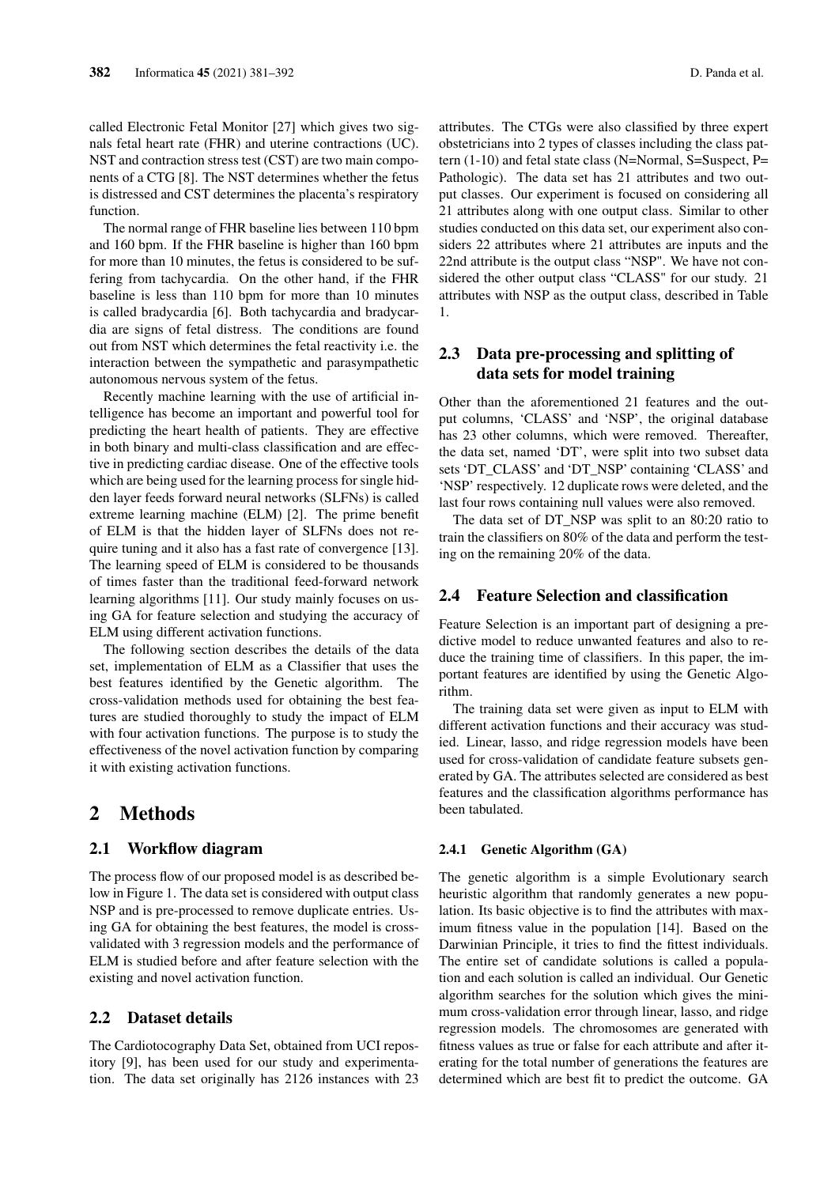called Electronic Fetal Monitor [27] which gives two signals fetal heart rate (FHR) and uterine contractions (UC). NST and contraction stress test (CST) are two main components of a CTG [8]. The NST determines whether the fetus is distressed and CST determines the placenta's respiratory function.

The normal range of FHR baseline lies between 110 bpm and 160 bpm. If the FHR baseline is higher than 160 bpm for more than 10 minutes, the fetus is considered to be suffering from tachycardia. On the other hand, if the FHR baseline is less than 110 bpm for more than 10 minutes is called bradycardia [6]. Both tachycardia and bradycardia are signs of fetal distress. The conditions are found out from NST which determines the fetal reactivity i.e. the interaction between the sympathetic and parasympathetic autonomous nervous system of the fetus.

Recently machine learning with the use of artificial intelligence has become an important and powerful tool for predicting the heart health of patients. They are effective in both binary and multi-class classification and are effective in predicting cardiac disease. One of the effective tools which are being used for the learning process for single hidden layer feeds forward neural networks (SLFNs) is called extreme learning machine (ELM) [2]. The prime benefit of ELM is that the hidden layer of SLFNs does not require tuning and it also has a fast rate of convergence [13]. The learning speed of ELM is considered to be thousands of times faster than the traditional feed-forward network learning algorithms [11]. Our study mainly focuses on using GA for feature selection and studying the accuracy of ELM using different activation functions.

The following section describes the details of the data set, implementation of ELM as a Classifier that uses the best features identified by the Genetic algorithm. The cross-validation methods used for obtaining the best features are studied thoroughly to study the impact of ELM with four activation functions. The purpose is to study the effectiveness of the novel activation function by comparing it with existing activation functions.

# 2 Methods

## 2.1 Workflow diagram

The process flow of our proposed model is as described below in Figure 1. The data set is considered with output class NSP and is pre-processed to remove duplicate entries. Using GA for obtaining the best features, the model is cross-validated with 3 regression models and the performance of ELM is studied before and after feature selection with the existing and novel activation function.

## 2.2 Dataset details

The Cardiotocography Data Set, obtained from UCI repository [9], has been used for our study and experimentation. The data set originally has 2126 instances with 23 attributes. The CTGs were also classified by three expert obstetricians into 2 types of classes including the class pattern (1-10) and fetal state class (N=Normal, S=Suspect, P= Pathologic). The data set has 21 attributes and two output classes. Our experiment is focused on considering all 21 attributes along with one output class. Similar to other studies conducted on this data set, our experiment also considers 22 attributes where 21 attributes are inputs and the 22nd attribute is the output class "NSP". We have not considered the other output class "CLASS" for our study. 21 attributes with NSP as the output class, described in Table 1.

## 2.3 Data pre-processing and splitting of data sets for model training

Other than the aforementioned 21 features and the output columns, 'CLASS' and 'NSP', the original database has 23 other columns, which were removed. Thereafter, the data set, named 'DT', were split into two subset data sets 'DT_CLASS' and 'DT_NSP' containing 'CLASS' and 'NSP' respectively. 12 duplicate rows were deleted, and the last four rows containing null values were also removed.

The data set of DT_NSP was split to an 80:20 ratio to train the classifiers on 80% of the data and perform the testing on the remaining 20% of the data.

## 2.4 Feature Selection and classification

Feature Selection is an important part of designing a predictive model to reduce unwanted features and also to reduce the training time of classifiers. In this paper, the important features are identified by using the Genetic Algorithm.

The training data set were given as input to ELM with different activation functions and their accuracy was studied. Linear, lasso, and ridge regression models have been used for cross-validation of candidate feature subsets generated by GA. The attributes selected are considered as best features and the classification algorithms performance has been tabulated.

### 2.4.1 Genetic Algorithm (GA)

The genetic algorithm is a simple Evolutionary search heuristic algorithm that randomly generates a new population. Its basic objective is to find the attributes with maximum fitness value in the population [14]. Based on the Darwinian Principle, it tries to find the fittest individuals. The entire set of candidate solutions is called a population and each solution is called an individual. Our Genetic algorithm searches for the solution which gives the minimum cross-validation error through linear, lasso, and ridge regression models. The chromosomes are generated with fitness values as true or false for each attribute and after iterating for the total number of generations the features are determined which are best fit to predict the outcome. GA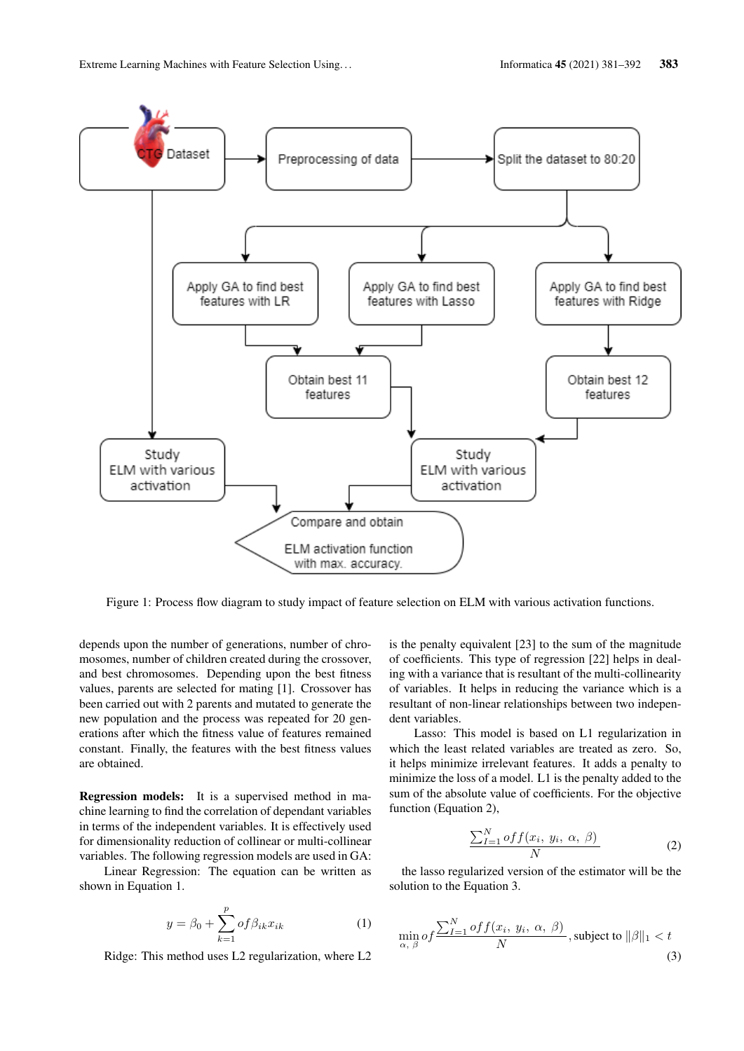Figure 1: Process flow diagram to study impact of feature selection on ELM with various activation functions.

depends upon the number of generations, number of chromosomes, number of children created during the crossover, and best chromosomes. Depending upon the best fitness values, parents are selected for mating [1]. Crossover has been carried out with 2 parents and mutated to generate the new population and the process was repeated for 20 generations after which the fitness value of features remained constant. Finally, the features with the best fitness values are obtained.

**Regression models:** It is a supervised method in machine learning to find the correlation of dependant variables in terms of the independent variables. It is effectively used for dimensionality reduction of collinear or multi-collinear variables. The following regression models are used in GA:

Linear Regression: The equation can be written as shown in Equation 1.

$$y = \beta_0 + \sum_{k=1}^{p} of \beta_{ik} x_{ik} \tag{1}$$

Ridge: This method uses L2 regularization, where L2 is the penalty equivalent [23] to the sum of the magnitude of coefficients. This type of regression [22] helps in dealing with a variance that is resultant of the multi-collinearity of variables. It helps in reducing the variance which is a resultant of non-linear relationships between two independent variables.

Lasso: This model is based on L1 regularization in which the least related variables are treated as zero. So, it helps minimize irrelevant features. It adds a penalty to minimize the loss of a model. L1 is the penalty added to the sum of the absolute value of coefficients. For the objective function (Equation 2),

$$\frac{\sum_{I=1}^{N} off(x_i,\ y_i,\ \alpha,\ \beta)}{N} \tag{2}$$

the lasso regularized version of the estimator will be the solution to the Equation 3.

$$\min_{\alpha,\ \beta} of \frac{\sum_{I=1}^{N} off(x_i,\ y_i,\ \alpha,\ \beta)}{N}, \text{subject to } \|\beta\|_1 < t \tag{3}$$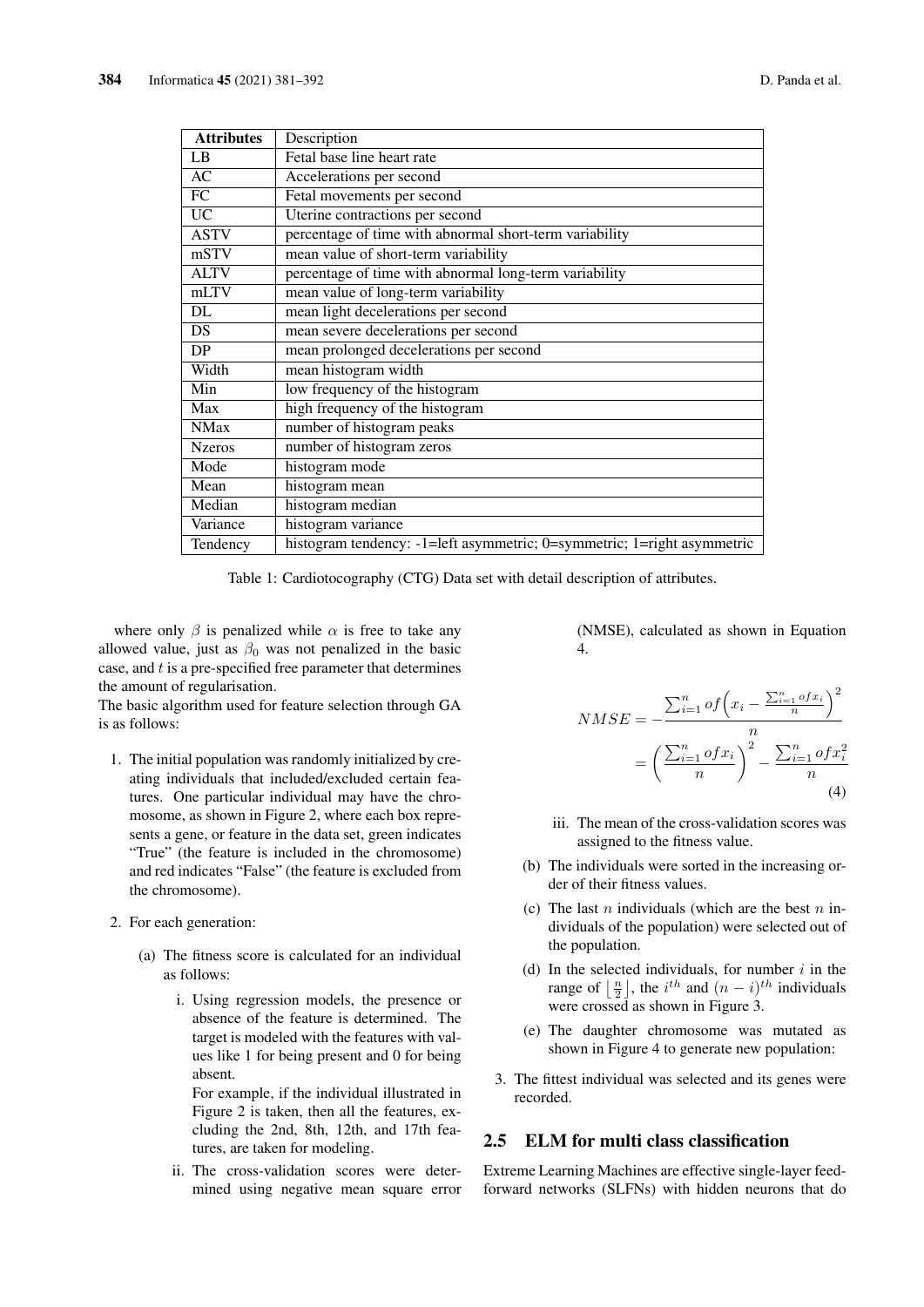| Attributes | Description |
|---|---|
| LB | Fetal base line heart rate |
| AC | Accelerations per second |
| FC | Fetal movements per second |
| UC | Uterine contractions per second |
| ASTV | percentage of time with abnormal short-term variability |
| mSTV | mean value of short-term variability |
| ALTV | percentage of time with abnormal long-term variability |
| mLTV | mean value of long-term variability |
| DL | mean light decelerations per second |
| DS | mean severe decelerations per second |
| DP | mean prolonged decelerations per second |
| Width | mean histogram width |
| Min | low frequency of the histogram |
| Max | high frequency of the histogram |
| NMax | number of histogram peaks |
| Nzeros | number of histogram zeros |
| Mode | histogram mode |
| Mean | histogram mean |
| Median | histogram median |
| Variance | histogram variance |
| Tendency | histogram tendency: -1=left asymmetric; 0=symmetric; 1=right asymmetric |

Table 1: Cardiotocography (CTG) Data set with detail description of attributes.

where only $\beta$ is penalized while $\alpha$ is free to take any allowed value, just as $\beta_0$ was not penalized in the basic case, and $t$ is a pre-specified free parameter that determines the amount of regularisation.

The basic algorithm used for feature selection through GA is as follows:

1. The initial population was randomly initialized by creating individuals that included/excluded certain features. One particular individual may have the chromosome, as shown in Figure 2, where each box represents a gene, or feature in the data set, green indicates "True" (the feature is included in the chromosome) and red indicates "False" (the feature is excluded from the chromosome).

2. For each generation:

   (a) The fitness score is calculated for an individual as follows:

      i. Using regression models, the presence or absence of the feature is determined. The target is modeled with the features with values like 1 for being present and 0 for being absent.
      For example, if the individual illustrated in Figure 2 is taken, then all the features, excluding the 2nd, 8th, 12th, and 17th features, are taken for modeling.

      ii. The cross-validation scores were determined using negative mean square error (NMSE), calculated as shown in Equation 4.

$$NMSE = -\frac{\sum_{i=1}^{n} of\left(x_i - \frac{\sum_{i=1}^{n} of x_i}{n}\right)^2}{n} = \left(\frac{\sum_{i=1}^{n} of x_i}{n}\right)^2 - \frac{\sum_{i=1}^{n} of x_i^2}{n} \quad (4)$$

      iii. The mean of the cross-validation scores was assigned to the fitness value.

   (b) The individuals were sorted in the increasing order of their fitness values.

   (c) The last $n$ individuals (which are the best $n$ individuals of the population) were selected out of the population.

   (d) In the selected individuals, for number $i$ in the range of $\left\lfloor \frac{n}{2} \right\rfloor$, the $i^{th}$ and $(n-i)^{th}$ individuals were crossed as shown in Figure 3.

   (e) The daughter chromosome was mutated as shown in Figure 4 to generate new population:

3. The fittest individual was selected and its genes were recorded.

## 2.5 ELM for multi class classification

Extreme Learning Machines are effective single-layer feedforward networks (SLFNs) with hidden neurons that do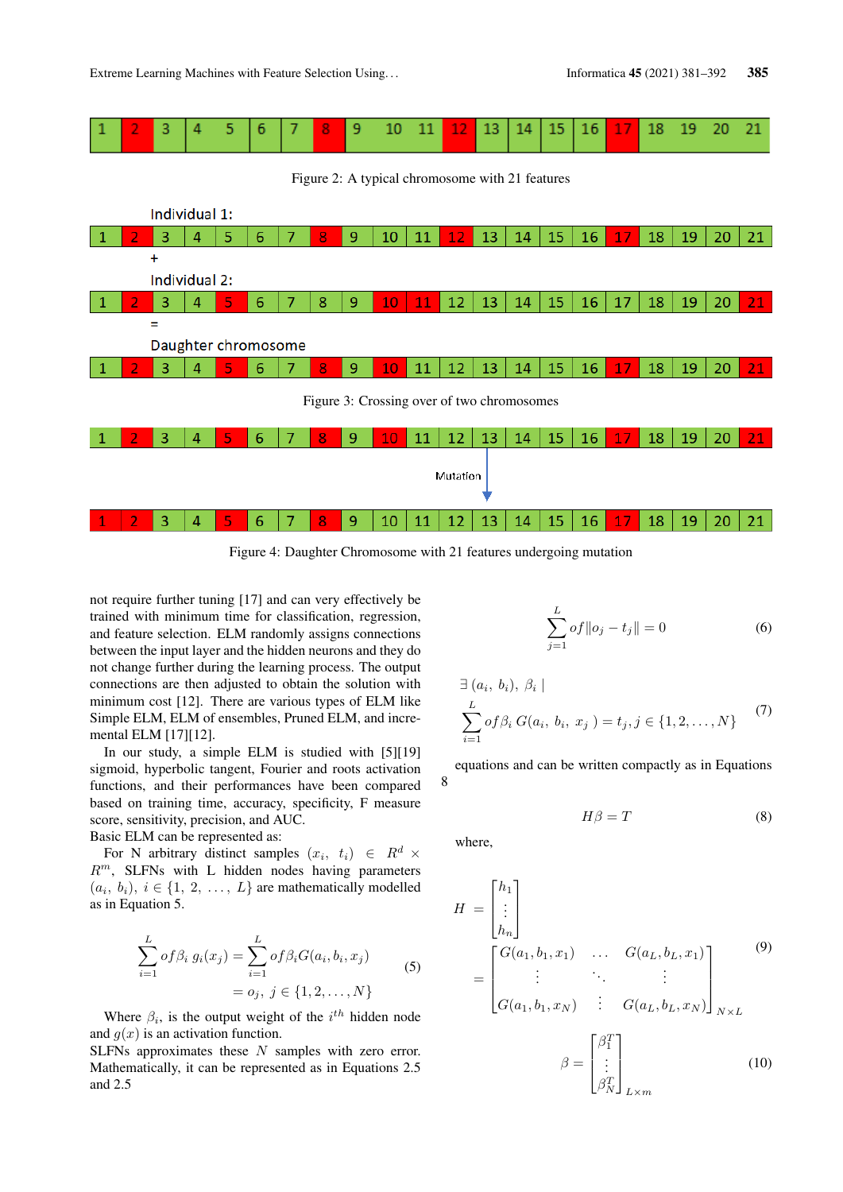| 1 | 2 | 3 | 4 | 5 | 6 | 7 | 8 | 9 | 10 | 11 | 12 | 13 | 14 | 15 | 16 | 17 | 18 | 19 | 20 | 21 |
|---|---|---|---|---|---|---|---|---|---|---|---|---|---|---|---|---|---|---|---|---|

Figure 2: A typical chromosome with 21 features

Individual 1:

| 1 | 2 | 3 | 4 | 5 | 6 | 7 | 8 | 9 | 10 | 11 | 12 | 13 | 14 | 15 | 16 | 17 | 18 | 19 | 20 | 21 |
|---|---|---|---|---|---|---|---|---|---|---|---|---|---|---|---|---|---|---|---|---|

+

Individual 2:

| 1 | 2 | 3 | 4 | 5 | 6 | 7 | 8 | 9 | 10 | 11 | 12 | 13 | 14 | 15 | 16 | 17 | 18 | 19 | 20 | 21 |
|---|---|---|---|---|---|---|---|---|---|---|---|---|---|---|---|---|---|---|---|---|

=

Daughter chromosome

| 1 | 2 | 3 | 4 | 5 | 6 | 7 | 8 | 9 | 10 | 11 | 12 | 13 | 14 | 15 | 16 | 17 | 18 | 19 | 20 | 21 |
|---|---|---|---|---|---|---|---|---|---|---|---|---|---|---|---|---|---|---|---|---|

Figure 3: Crossing over of two chromosomes

| 1 | 2 | 3 | 4 | 5 | 6 | 7 | 8 | 9 | 10 | 11 | 12 | 13 | 14 | 15 | 16 | 17 | 18 | 19 | 20 | 21 |
|---|---|---|---|---|---|---|---|---|---|---|---|---|---|---|---|---|---|---|---|---|

Mutation

| 1 | 2 | 3 | 4 | 5 | 6 | 7 | 8 | 9 | 10 | 11 | 12 | 13 | 14 | 15 | 16 | 17 | 18 | 19 | 20 | 21 |
|---|---|---|---|---|---|---|---|---|---|---|---|---|---|---|---|---|---|---|---|---|

Figure 4: Daughter Chromosome with 21 features undergoing mutation

not require further tuning [17] and can very effectively be trained with minimum time for classification, regression, and feature selection. ELM randomly assigns connections between the input layer and the hidden neurons and they do not change further during the learning process. The output connections are then adjusted to obtain the solution with minimum cost [12]. There are various types of ELM like Simple ELM, ELM of ensembles, Pruned ELM, and incremental ELM [17][12].

In our study, a simple ELM is studied with [5][19] sigmoid, hyperbolic tangent, Fourier and roots activation functions, and their performances have been compared based on training time, accuracy, specificity, F measure score, sensitivity, precision, and AUC.

Basic ELM can be represented as:

For N arbitrary distinct samples $(x_i,\ t_i) \in R^d \times R^m$, SLFNs with L hidden nodes having parameters $(a_i,\ b_i),\ i \in \{1,\ 2,\ \ldots,\ L\}$ are mathematically modelled as in Equation 5.

$$\sum_{i=1}^{L} of \beta_i\ g_i(x_j) = \sum_{i=1}^{L} of \beta_i G(a_i, b_i, x_j) = o_j,\ j \in \{1, 2, \ldots, N\} \tag{5}$$

Where $\beta_i$, is the output weight of the $i^{th}$ hidden node and $g(x)$ is an activation function.

SLFNs approximates these $N$ samples with zero error. Mathematically, it can be represented as in Equations 2.5 and 2.5

$$\sum_{j=1}^{L} of \|o_j - t_j\| = 0 \tag{6}$$

$$\exists\ (a_i,\ b_i),\ \beta_i \mid \sum_{i=1}^{L} of \beta_i\ G(a_i,\ b_i,\ x_j\ ) = t_j, j \in \{1, 2, \ldots, N\} \tag{7}$$

equations and can be written compactly as in Equations 8

$$H\beta = T \tag{8}$$

where,

$$H = \begin{bmatrix} h_1 \\ \vdots \\ h_n \end{bmatrix} = \begin{bmatrix} G(a_1, b_1, x_1) & \ldots & G(a_L, b_L, x_1) \\ \vdots & \ddots & \vdots \\ G(a_1, b_1, x_N) & \vdots & G(a_L, b_L, x_N) \end{bmatrix}_{N \times L} \tag{9}$$

$$\beta = \begin{bmatrix} \beta_1^T \\ \vdots \\ \beta_N^T \end{bmatrix}_{L \times m} \tag{10}$$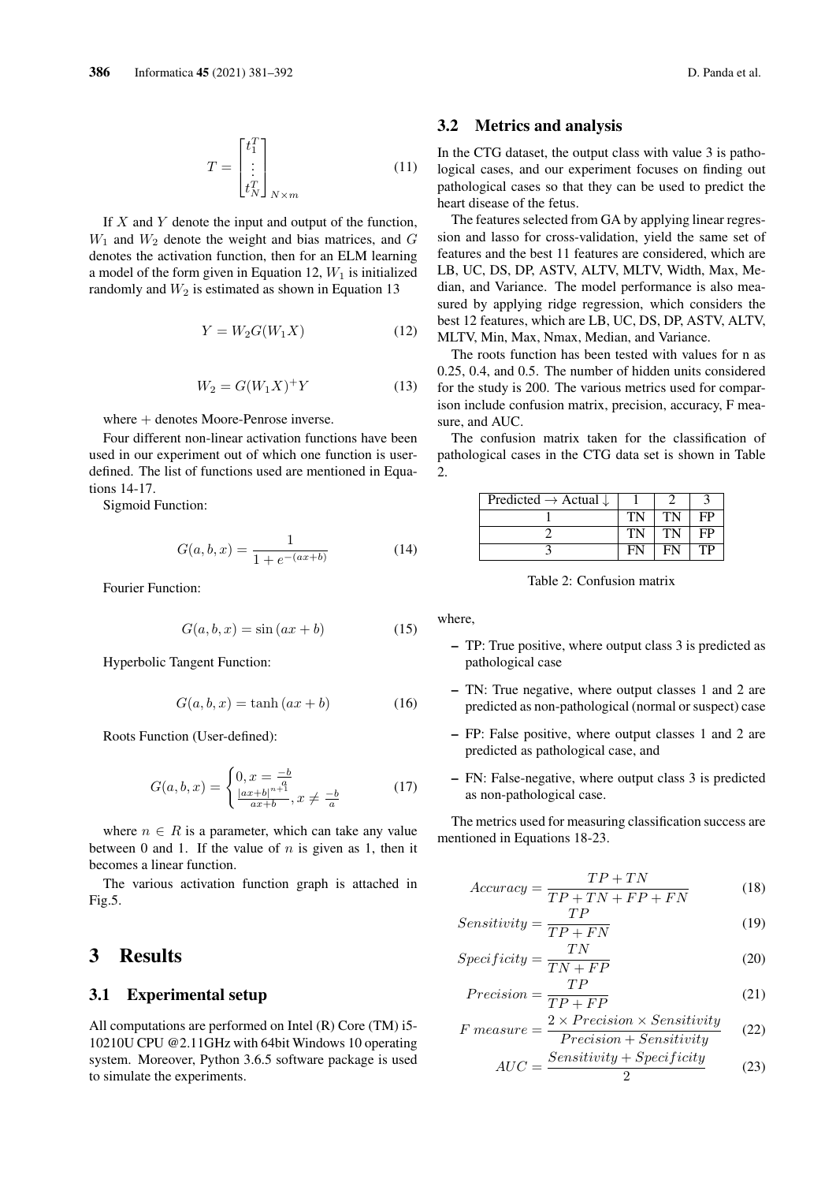$$T = \begin{bmatrix} t_1^T \\ \vdots \\ t_N^T \end{bmatrix}_{N \times m} \tag{11}$$

If $X$ and $Y$ denote the input and output of the function, $W_1$ and $W_2$ denote the weight and bias matrices, and $G$ denotes the activation function, then for an ELM learning a model of the form given in Equation 12, $W_1$ is initialized randomly and $W_2$ is estimated as shown in Equation 13

$$Y = W_2 G(W_1 X) \tag{12}$$

$$W_2 = G(W_1 X)^+ Y \tag{13}$$

where + denotes Moore-Penrose inverse.

Four different non-linear activation functions have been used in our experiment out of which one function is user-defined. The list of functions used are mentioned in Equations 14-17.

Sigmoid Function:

$$G(a, b, x) = \frac{1}{1 + e^{-(ax+b)}} \tag{14}$$

Fourier Function:

$$G(a, b, x) = \sin(ax + b) \tag{15}$$

Hyperbolic Tangent Function:

$$G(a, b, x) = \tanh(ax + b) \tag{16}$$

Roots Function (User-defined):

$$G(a, b, x) = \begin{cases} 0, x = \frac{-b}{a} \\ \frac{|ax+b|^{n+1}}{ax+b}, x \neq \frac{-b}{a} \end{cases} \tag{17}$$

where $n \in R$ is a parameter, which can take any value between 0 and 1. If the value of $n$ is given as 1, then it becomes a linear function.

The various activation function graph is attached in Fig.5.

# 3 Results

## 3.1 Experimental setup

All computations are performed on Intel (R) Core (TM) i5-10210U CPU @2.11GHz with 64bit Windows 10 operating system. Moreover, Python 3.6.5 software package is used to simulate the experiments.

## 3.2 Metrics and analysis

In the CTG dataset, the output class with value 3 is pathological cases, and our experiment focuses on finding out pathological cases so that they can be used to predict the heart disease of the fetus.

The features selected from GA by applying linear regression and lasso for cross-validation, yield the same set of features and the best 11 features are considered, which are LB, UC, DS, DP, ASTV, ALTV, MLTV, Width, Max, Median, and Variance. The model performance is also measured by applying ridge regression, which considers the best 12 features, which are LB, UC, DS, DP, ASTV, ALTV, MLTV, Min, Max, Nmax, Median, and Variance.

The roots function has been tested with values for n as 0.25, 0.4, and 0.5. The number of hidden units considered for the study is 200. The various metrics used for comparison include confusion matrix, precision, accuracy, F measure, and AUC.

The confusion matrix taken for the classification of pathological cases in the CTG data set is shown in Table 2.

| Predicted → Actual ↓ | 1 | 2 | 3 |
|---|---|---|---|
| 1 | TN | TN | FP |
| 2 | TN | TN | FP |
| 3 | FN | FN | TP |

Table 2: Confusion matrix

where,

- TP: True positive, where output class 3 is predicted as pathological case
- TN: True negative, where output classes 1 and 2 are predicted as non-pathological (normal or suspect) case
- FP: False positive, where output classes 1 and 2 are predicted as pathological case, and
- FN: False-negative, where output class 3 is predicted as non-pathological case.

The metrics used for measuring classification success are mentioned in Equations 18-23.

$$Accuracy = \frac{TP + TN}{TP + TN + FP + FN} \tag{18}$$

$$Sensitivity = \frac{TP}{TP + FN} \tag{19}$$

$$Specificity = \frac{TN}{TN + FP} \tag{20}$$

$$Precision = \frac{TP}{TP + FP} \tag{21}$$

$$F\ measure = \frac{2 \times Precision \times Sensitivity}{Precision + Sensitivity} \tag{22}$$

$$AUC = \frac{Sensitivity + Specificity}{2} \tag{23}$$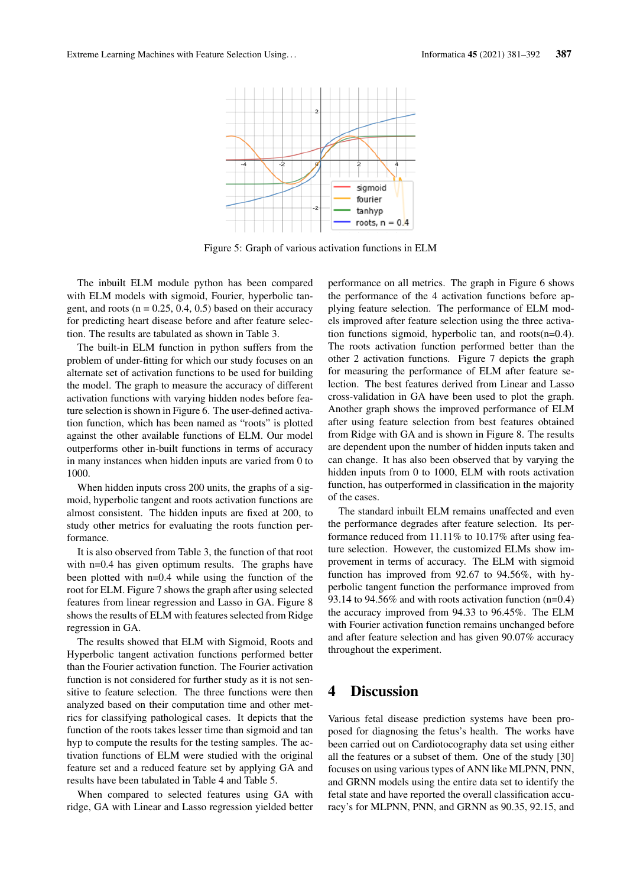Figure 5: Graph of various activation functions in ELM

The inbuilt ELM module python has been compared with ELM models with sigmoid, Fourier, hyperbolic tangent, and roots (n = 0.25, 0.4, 0.5) based on their accuracy for predicting heart disease before and after feature selection. The results are tabulated as shown in Table 3.

The built-in ELM function in python suffers from the problem of under-fitting for which our study focuses on an alternate set of activation functions to be used for building the model. The graph to measure the accuracy of different activation functions with varying hidden nodes before feature selection is shown in Figure 6. The user-defined activation function, which has been named as "roots" is plotted against the other available functions of ELM. Our model outperforms other in-built functions in terms of accuracy in many instances when hidden inputs are varied from 0 to 1000.

When hidden inputs cross 200 units, the graphs of a sigmoid, hyperbolic tangent and roots activation functions are almost consistent. The hidden inputs are fixed at 200, to study other metrics for evaluating the roots function performance.

It is also observed from Table 3, the function of that root with n=0.4 has given optimum results. The graphs have been plotted with n=0.4 while using the function of the root for ELM. Figure 7 shows the graph after using selected features from linear regression and Lasso in GA. Figure 8 shows the results of ELM with features selected from Ridge regression in GA.

The results showed that ELM with Sigmoid, Roots and Hyperbolic tangent activation functions performed better than the Fourier activation function. The Fourier activation function is not considered for further study as it is not sensitive to feature selection. The three functions were then analyzed based on their computation time and other metrics for classifying pathological cases. It depicts that the function of the roots takes lesser time than sigmoid and tan hyp to compute the results for the testing samples. The activation functions of ELM were studied with the original feature set and a reduced feature set by applying GA and results have been tabulated in Table 4 and Table 5.

When compared to selected features using GA with ridge, GA with Linear and Lasso regression yielded better performance on all metrics. The graph in Figure 6 shows the performance of the 4 activation functions before applying feature selection. The performance of ELM models improved after feature selection using the three activation functions sigmoid, hyperbolic tan, and roots(n=0.4). The roots activation function performed better than the other 2 activation functions. Figure 7 depicts the graph for measuring the performance of ELM after feature selection. The best features derived from Linear and Lasso cross-validation in GA have been used to plot the graph. Another graph shows the improved performance of ELM after using feature selection from best features obtained from Ridge with GA and is shown in Figure 8. The results are dependent upon the number of hidden inputs taken and can change. It has also been observed that by varying the hidden inputs from 0 to 1000, ELM with roots activation function, has outperformed in classification in the majority of the cases.

The standard inbuilt ELM remains unaffected and even the performance degrades after feature selection. Its performance reduced from 11.11% to 10.17% after using feature selection. However, the customized ELMs show improvement in terms of accuracy. The ELM with sigmoid function has improved from 92.67 to 94.56%, with hyperbolic tangent function the performance improved from 93.14 to 94.56% and with roots activation function (n=0.4) the accuracy improved from 94.33 to 96.45%. The ELM with Fourier activation function remains unchanged before and after feature selection and has given 90.07% accuracy throughout the experiment.

## 4 Discussion

Various fetal disease prediction systems have been proposed for diagnosing the fetus's health. The works have been carried out on Cardiotocography data set using either all the features or a subset of them. One of the study [30] focuses on using various types of ANN like MLPNN, PNN, and GRNN models using the entire data set to identify the fetal state and have reported the overall classification accuracy's for MLPNN, PNN, and GRNN as 90.35, 92.15, and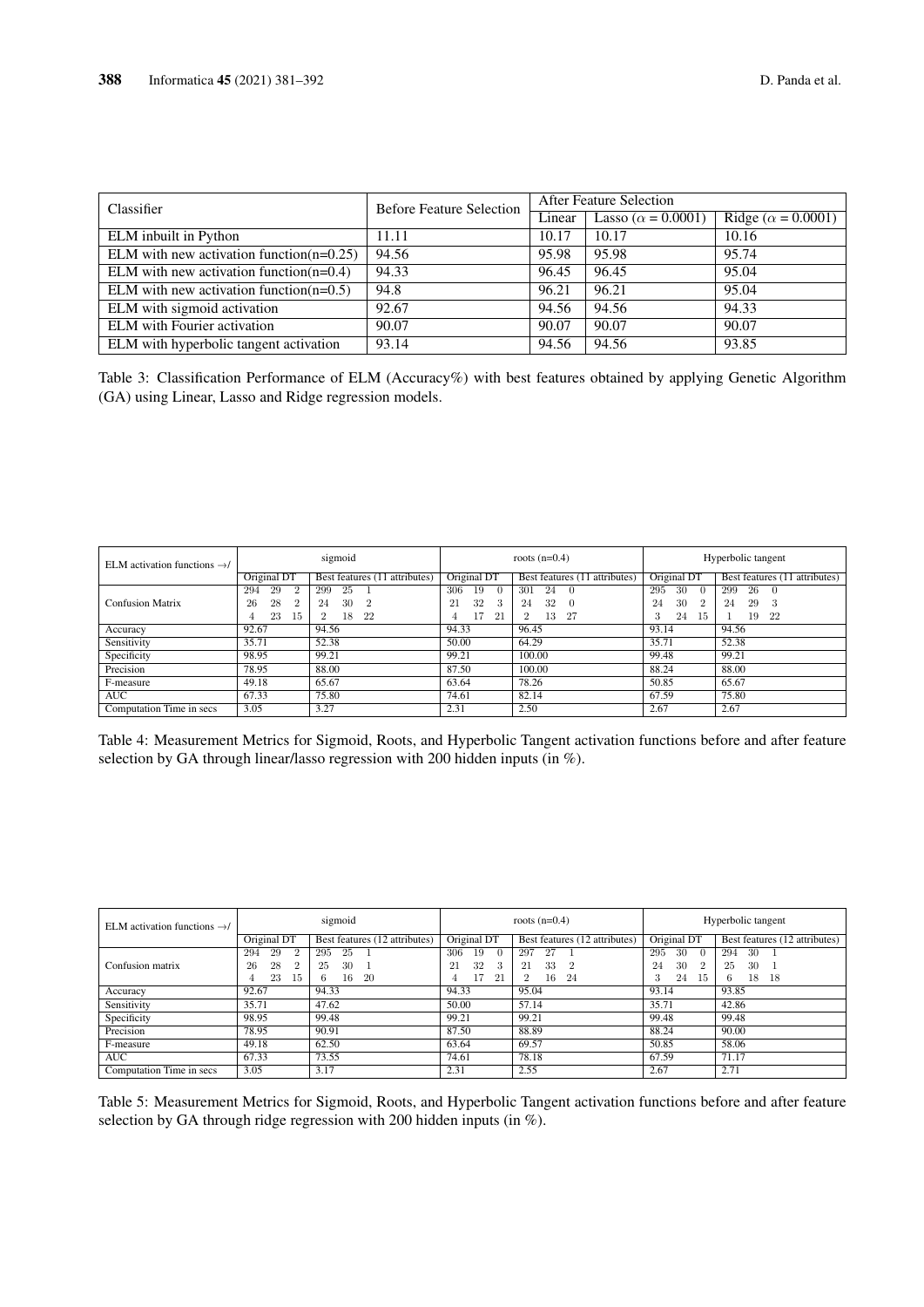| Classifier | Before Feature Selection | After Feature Selection | | |
|---|---|---|---|---|
| | | Linear | Lasso ($\alpha$ = 0.0001) | Ridge ($\alpha$ = 0.0001) |
| ELM inbuilt in Python | 11.11 | 10.17 | 10.17 | 10.16 |
| ELM with new activation function(n=0.25) | 94.56 | 95.98 | 95.98 | 95.74 |
| ELM with new activation function(n=0.4) | 94.33 | 96.45 | 96.45 | 95.04 |
| ELM with new activation function(n=0.5) | 94.8 | 96.21 | 96.21 | 95.04 |
| ELM with sigmoid activation | 92.67 | 94.56 | 94.56 | 94.33 |
| ELM with Fourier activation | 90.07 | 90.07 | 90.07 | 90.07 |
| ELM with hyperbolic tangent activation | 93.14 | 94.56 | 94.56 | 93.85 |

Table 3: Classification Performance of ELM (Accuracy%) with best features obtained by applying Genetic Algorithm (GA) using Linear, Lasso and Ridge regression models.

| ELM activation functions $\rightarrow$/ | sigmoid | | roots (n=0.4) | | Hyperbolic tangent | |
|---|---|---|---|---|---|---|
| | Original DT | Best features (11 attributes) | Original DT | Best features (11 attributes) | Original DT | Best features (11 attributes) |
| Confusion Matrix | 294 29 2<br>26 28 2<br>4 23 15 | 299 25 1<br>24 30 2<br>2 18 22 | 306 19 0<br>21 32 3<br>4 17 21 | 301 24 0<br>24 32 0<br>2 13 27 | 295 30 0<br>24 30 2<br>3 24 15 | 299 26 0<br>24 29 3<br>1 19 22 |
| Accuracy | 92.67 | 94.56 | 94.33 | 96.45 | 93.14 | 94.56 |
| Sensitivity | 35.71 | 52.38 | 50.00 | 64.29 | 35.71 | 52.38 |
| Specificity | 98.95 | 99.21 | 99.21 | 100.00 | 99.48 | 99.21 |
| Precision | 78.95 | 88.00 | 87.50 | 100.00 | 88.24 | 88.00 |
| F-measure | 49.18 | 65.67 | 63.64 | 78.26 | 50.85 | 65.67 |
| AUC | 67.33 | 75.80 | 74.61 | 82.14 | 67.59 | 75.80 |
| Computation Time in secs | 3.05 | 3.27 | 2.31 | 2.50 | 2.67 | 2.67 |

Table 4: Measurement Metrics for Sigmoid, Roots, and Hyperbolic Tangent activation functions before and after feature selection by GA through linear/lasso regression with 200 hidden inputs (in %).

| ELM activation functions $\rightarrow$/ | sigmoid | | roots (n=0.4) | | Hyperbolic tangent | |
|---|---|---|---|---|---|---|
| | Original DT | Best features (12 attributes) | Original DT | Best features (12 attributes) | Original DT | Best features (12 attributes) |
| Confusion matrix | 294 29 2<br>26 28 2<br>4 23 15 | 295 25 1<br>25 30 1<br>6 16 20 | 306 19 0<br>21 32 3<br>4 17 21 | 297 27 1<br>21 33 2<br>2 16 24 | 295 30 0<br>24 30 2<br>3 24 15 | 294 30 1<br>25 30 1<br>6 18 18 |
| Accuracy | 92.67 | 94.33 | 94.33 | 95.04 | 93.14 | 93.85 |
| Sensitivity | 35.71 | 47.62 | 50.00 | 57.14 | 35.71 | 42.86 |
| Specificity | 98.95 | 99.48 | 99.21 | 99.21 | 99.48 | 99.48 |
| Precision | 78.95 | 90.91 | 87.50 | 88.89 | 88.24 | 90.00 |
| F-measure | 49.18 | 62.50 | 63.64 | 69.57 | 50.85 | 58.06 |
| AUC | 67.33 | 73.55 | 74.61 | 78.18 | 67.59 | 71.17 |
| Computation Time in secs | 3.05 | 3.17 | 2.31 | 2.55 | 2.67 | 2.71 |

Table 5: Measurement Metrics for Sigmoid, Roots, and Hyperbolic Tangent activation functions before and after feature selection by GA through ridge regression with 200 hidden inputs (in %).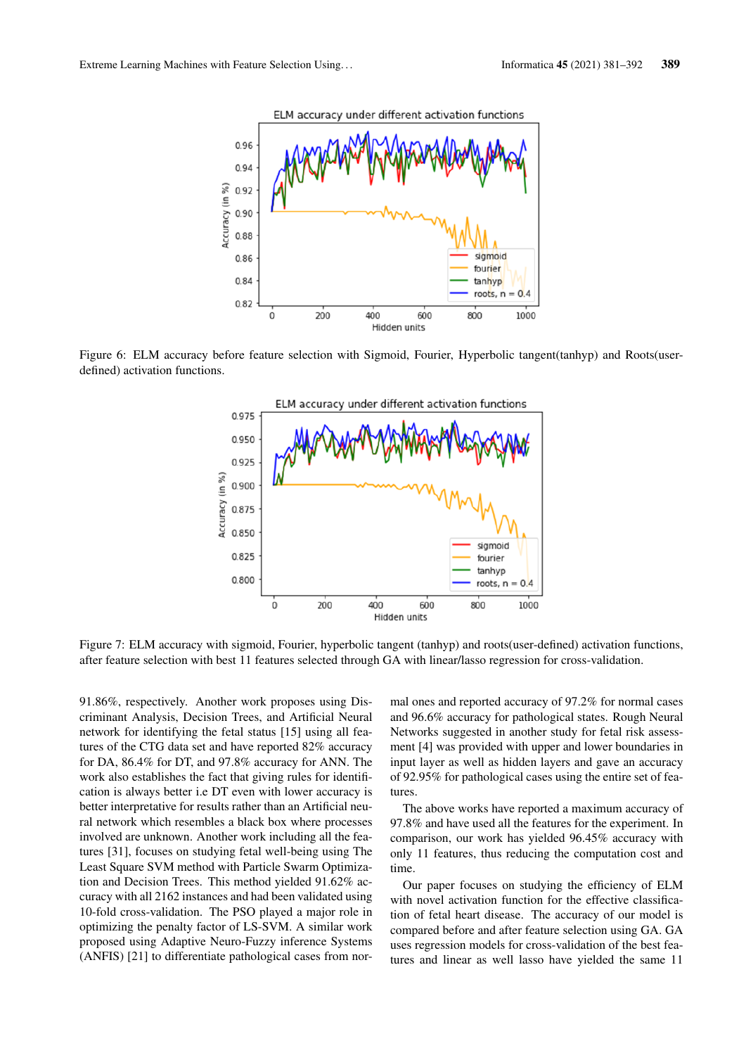Figure 6: ELM accuracy before feature selection with Sigmoid, Fourier, Hyperbolic tangent(tanhyp) and Roots(user-defined) activation functions.

Figure 7: ELM accuracy with sigmoid, Fourier, hyperbolic tangent (tanhyp) and roots(user-defined) activation functions, after feature selection with best 11 features selected through GA with linear/lasso regression for cross-validation.

91.86%, respectively. Another work proposes using Discriminant Analysis, Decision Trees, and Artificial Neural network for identifying the fetal status [15] using all features of the CTG data set and have reported 82% accuracy for DA, 86.4% for DT, and 97.8% accuracy for ANN. The work also establishes the fact that giving rules for identification is always better i.e DT even with lower accuracy is better interpretative for results rather than an Artificial neural network which resembles a black box where processes involved are unknown. Another work including all the features [31], focuses on studying fetal well-being using The Least Square SVM method with Particle Swarm Optimization and Decision Trees. This method yielded 91.62% accuracy with all 2162 instances and had been validated using 10-fold cross-validation. The PSO played a major role in optimizing the penalty factor of LS-SVM. A similar work proposed using Adaptive Neuro-Fuzzy inference Systems (ANFIS) [21] to differentiate pathological cases from normal ones and reported accuracy of 97.2% for normal cases and 96.6% accuracy for pathological states. Rough Neural Networks suggested in another study for fetal risk assessment [4] was provided with upper and lower boundaries in input layer as well as hidden layers and gave an accuracy of 92.95% for pathological cases using the entire set of features.

The above works have reported a maximum accuracy of 97.8% and have used all the features for the experiment. In comparison, our work has yielded 96.45% accuracy with only 11 features, thus reducing the computation cost and time.

Our paper focuses on studying the efficiency of ELM with novel activation function for the effective classification of fetal heart disease. The accuracy of our model is compared before and after feature selection using GA. GA uses regression models for cross-validation of the best features and linear as well lasso have yielded the same 11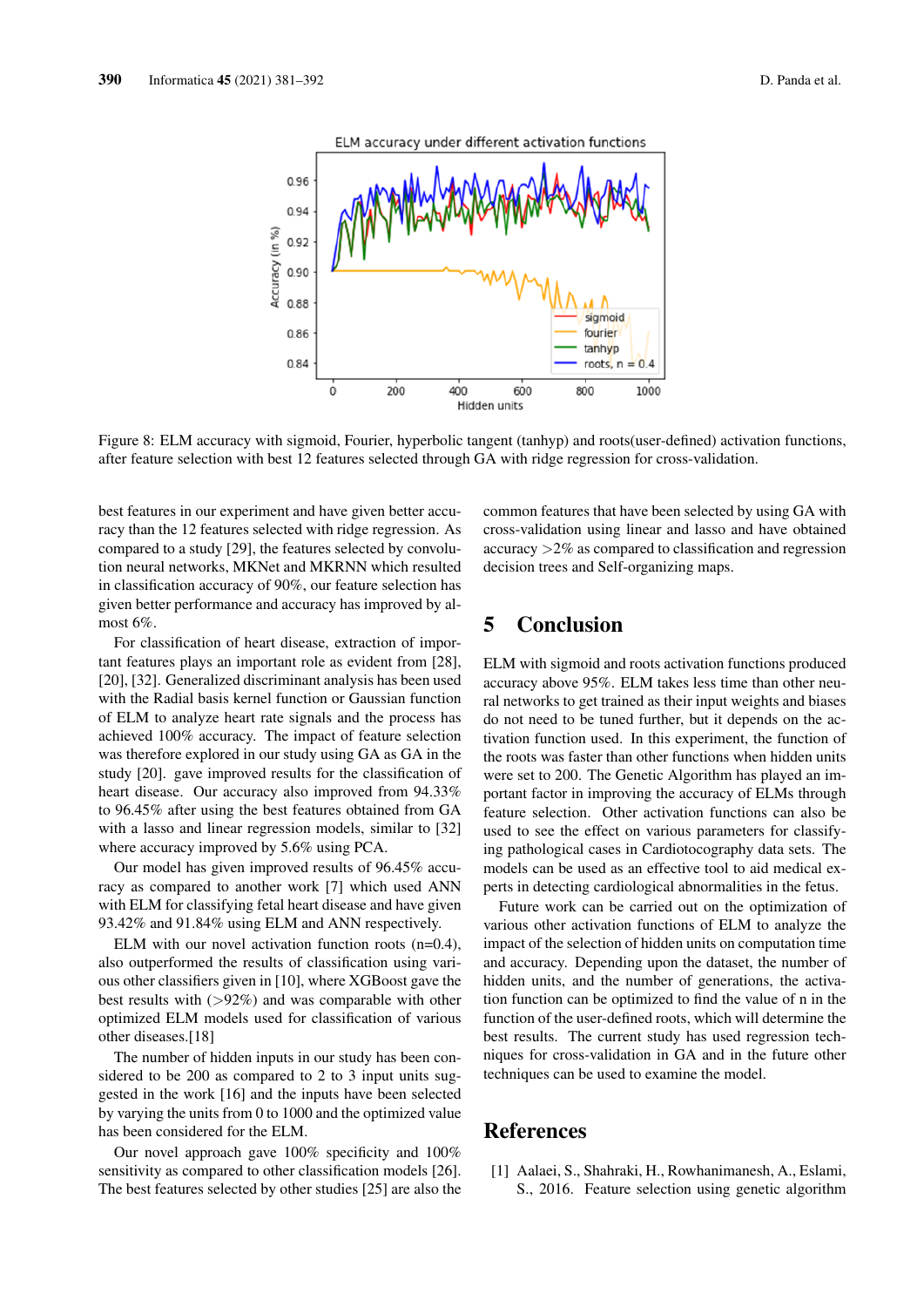Figure 8: ELM accuracy with sigmoid, Fourier, hyperbolic tangent (tanhyp) and roots(user-defined) activation functions, after feature selection with best 12 features selected through GA with ridge regression for cross-validation.

best features in our experiment and have given better accuracy than the 12 features selected with ridge regression. As compared to a study [29], the features selected by convolution neural networks, MKNet and MKRNN which resulted in classification accuracy of 90%, our feature selection has given better performance and accuracy has improved by almost 6%.

For classification of heart disease, extraction of important features plays an important role as evident from [28], [20], [32]. Generalized discriminant analysis has been used with the Radial basis kernel function or Gaussian function of ELM to analyze heart rate signals and the process has achieved 100% accuracy. The impact of feature selection was therefore explored in our study using GA as GA in the study [20]. gave improved results for the classification of heart disease. Our accuracy also improved from 94.33% to 96.45% after using the best features obtained from GA with a lasso and linear regression models, similar to [32] where accuracy improved by 5.6% using PCA.

Our model has given improved results of 96.45% accuracy as compared to another work [7] which used ANN with ELM for classifying fetal heart disease and have given 93.42% and 91.84% using ELM and ANN respectively.

ELM with our novel activation function roots (n=0.4), also outperformed the results of classification using various other classifiers given in [10], where XGBoost gave the best results with (>92%) and was comparable with other optimized ELM models used for classification of various other diseases.[18]

The number of hidden inputs in our study has been considered to be 200 as compared to 2 to 3 input units suggested in the work [16] and the inputs have been selected by varying the units from 0 to 1000 and the optimized value has been considered for the ELM.

Our novel approach gave 100% specificity and 100% sensitivity as compared to other classification models [26]. The best features selected by other studies [25] are also the common features that have been selected by using GA with cross-validation using linear and lasso and have obtained accuracy >2% as compared to classification and regression decision trees and Self-organizing maps.

# 5 Conclusion

ELM with sigmoid and roots activation functions produced accuracy above 95%. ELM takes less time than other neural networks to get trained as their input weights and biases do not need to be tuned further, but it depends on the activation function used. In this experiment, the function of the roots was faster than other functions when hidden units were set to 200. The Genetic Algorithm has played an important factor in improving the accuracy of ELMs through feature selection. Other activation functions can also be used to see the effect on various parameters for classifying pathological cases in Cardiotocography data sets. The models can be used as an effective tool to aid medical experts in detecting cardiological abnormalities in the fetus.

Future work can be carried out on the optimization of various other activation functions of ELM to analyze the impact of the selection of hidden units on computation time and accuracy. Depending upon the dataset, the number of hidden units, and the number of generations, the activation function can be optimized to find the value of n in the function of the user-defined roots, which will determine the best results. The current study has used regression techniques for cross-validation in GA and in the future other techniques can be used to examine the model.

# References

[1] Aalaei, S., Shahraki, H., Rowhanimanesh, A., Eslami, S., 2016. Feature selection using genetic algorithm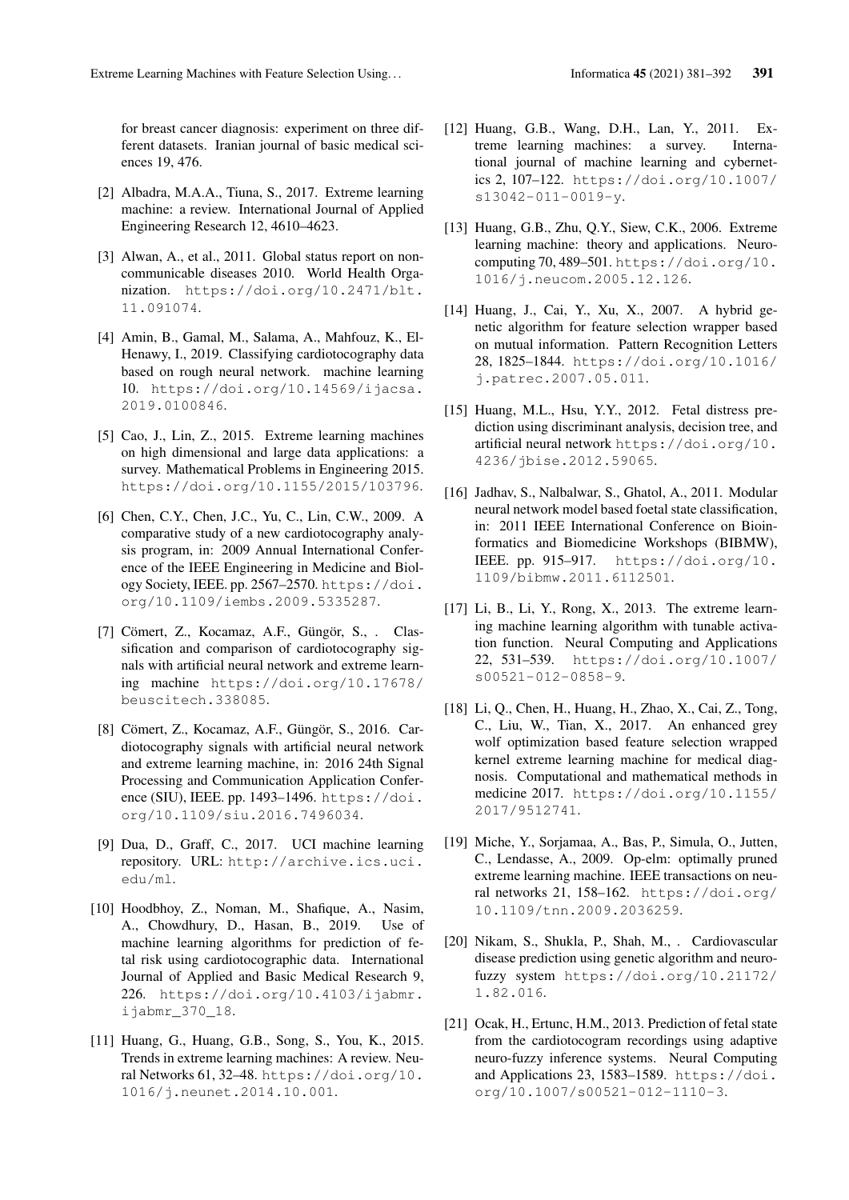for breast cancer diagnosis: experiment on three different datasets. Iranian journal of basic medical sciences 19, 476.

[2] Albadra, M.A.A., Tiuna, S., 2017. Extreme learning machine: a review. International Journal of Applied Engineering Research 12, 4610–4623.

[3] Alwan, A., et al., 2011. Global status report on noncommunicable diseases 2010. World Health Organization. https://doi.org/10.2471/blt.11.091074.

[4] Amin, B., Gamal, M., Salama, A., Mahfouz, K., El-Henawy, I., 2019. Classifying cardiotocography data based on rough neural network. machine learning 10. https://doi.org/10.14569/ijacsa.2019.0100846.

[5] Cao, J., Lin, Z., 2015. Extreme learning machines on high dimensional and large data applications: a survey. Mathematical Problems in Engineering 2015. https://doi.org/10.1155/2015/103796.

[6] Chen, C.Y., Chen, J.C., Yu, C., Lin, C.W., 2009. A comparative study of a new cardiotocography analysis program, in: 2009 Annual International Conference of the IEEE Engineering in Medicine and Biology Society, IEEE. pp. 2567–2570. https://doi.org/10.1109/iembs.2009.5335287.

[7] Cömert, Z., Kocamaz, A.F., Güngör, S., . Classification and comparison of cardiotocography signals with artificial neural network and extreme learning machine https://doi.org/10.17678/beuscitech.338085.

[8] Cömert, Z., Kocamaz, A.F., Güngör, S., 2016. Cardiotocography signals with artificial neural network and extreme learning machine, in: 2016 24th Signal Processing and Communication Application Conference (SIU), IEEE. pp. 1493–1496. https://doi.org/10.1109/siu.2016.7496034.

[9] Dua, D., Graff, C., 2017. UCI machine learning repository. URL: http://archive.ics.uci.edu/ml.

[10] Hoodbhoy, Z., Noman, M., Shafique, A., Nasim, A., Chowdhury, D., Hasan, B., 2019. Use of machine learning algorithms for prediction of fetal risk using cardiotocographic data. International Journal of Applied and Basic Medical Research 9, 226. https://doi.org/10.4103/ijabmr.ijabmr_370_18.

[11] Huang, G., Huang, G.B., Song, S., You, K., 2015. Trends in extreme learning machines: A review. Neural Networks 61, 32–48. https://doi.org/10.1016/j.neunet.2014.10.001.

[12] Huang, G.B., Wang, D.H., Lan, Y., 2011. Extreme learning machines: a survey. International journal of machine learning and cybernetics 2, 107–122. https://doi.org/10.1007/s13042-011-0019-y.

[13] Huang, G.B., Zhu, Q.Y., Siew, C.K., 2006. Extreme learning machine: theory and applications. Neurocomputing 70, 489–501. https://doi.org/10.1016/j.neucom.2005.12.126.

[14] Huang, J., Cai, Y., Xu, X., 2007. A hybrid genetic algorithm for feature selection wrapper based on mutual information. Pattern Recognition Letters 28, 1825–1844. https://doi.org/10.1016/j.patrec.2007.05.011.

[15] Huang, M.L., Hsu, Y.Y., 2012. Fetal distress prediction using discriminant analysis, decision tree, and artificial neural network https://doi.org/10.4236/jbise.2012.59065.

[16] Jadhav, S., Nalbalwar, S., Ghatol, A., 2011. Modular neural network model based foetal state classification, in: 2011 IEEE International Conference on Bioinformatics and Biomedicine Workshops (BIBMW), IEEE. pp. 915–917. https://doi.org/10.1109/bibmw.2011.6112501.

[17] Li, B., Li, Y., Rong, X., 2013. The extreme learning machine learning algorithm with tunable activation function. Neural Computing and Applications 22, 531–539. https://doi.org/10.1007/s00521-012-0858-9.

[18] Li, Q., Chen, H., Huang, H., Zhao, X., Cai, Z., Tong, C., Liu, W., Tian, X., 2017. An enhanced grey wolf optimization based feature selection wrapped kernel extreme learning machine for medical diagnosis. Computational and mathematical methods in medicine 2017. https://doi.org/10.1155/2017/9512741.

[19] Miche, Y., Sorjamaa, A., Bas, P., Simula, O., Jutten, C., Lendasse, A., 2009. Op-elm: optimally pruned extreme learning machine. IEEE transactions on neural networks 21, 158–162. https://doi.org/10.1109/tnn.2009.2036259.

[20] Nikam, S., Shukla, P., Shah, M., . Cardiovascular disease prediction using genetic algorithm and neuro-fuzzy system https://doi.org/10.21172/1.82.016.

[21] Ocak, H., Ertunc, H.M., 2013. Prediction of fetal state from the cardiotocogram recordings using adaptive neuro-fuzzy inference systems. Neural Computing and Applications 23, 1583–1589. https://doi.org/10.1007/s00521-012-1110-3.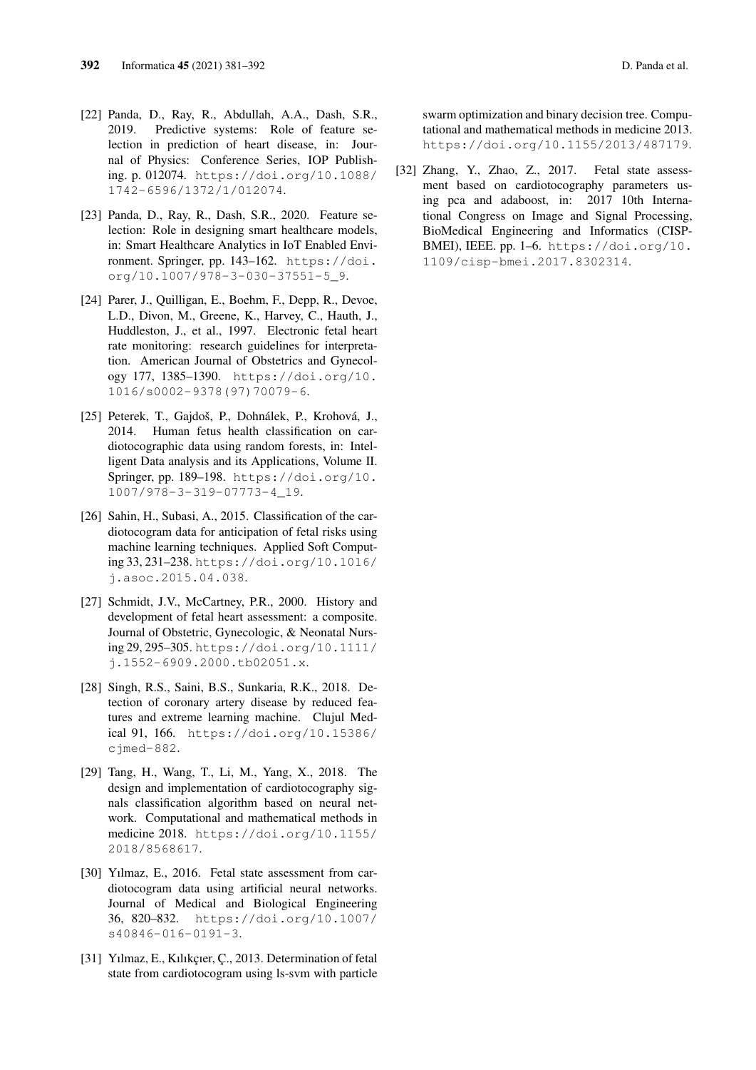[22] Panda, D., Ray, R., Abdullah, A.A., Dash, S.R., 2019. Predictive systems: Role of feature selection in prediction of heart disease, in: Journal of Physics: Conference Series, IOP Publishing. p. 012074. https://doi.org/10.1088/1742-6596/1372/1/012074.

[23] Panda, D., Ray, R., Dash, S.R., 2020. Feature selection: Role in designing smart healthcare models, in: Smart Healthcare Analytics in IoT Enabled Environment. Springer, pp. 143–162. https://doi.org/10.1007/978-3-030-37551-5_9.

[24] Parer, J., Quilligan, E., Boehm, F., Depp, R., Devoe, L.D., Divon, M., Greene, K., Harvey, C., Hauth, J., Huddleston, J., et al., 1997. Electronic fetal heart rate monitoring: research guidelines for interpretation. American Journal of Obstetrics and Gynecology 177, 1385–1390. https://doi.org/10.1016/s0002-9378(97)70079-6.

[25] Peterek, T., Gajdoš, P., Dohnálek, P., Krohová, J., 2014. Human fetus health classification on cardiotocographic data using random forests, in: Intelligent Data analysis and its Applications, Volume II. Springer, pp. 189–198. https://doi.org/10.1007/978-3-319-07773-4_19.

[26] Sahin, H., Subasi, A., 2015. Classification of the cardiotocogram data for anticipation of fetal risks using machine learning techniques. Applied Soft Computing 33, 231–238. https://doi.org/10.1016/j.asoc.2015.04.038.

[27] Schmidt, J.V., McCartney, P.R., 2000. History and development of fetal heart assessment: a composite. Journal of Obstetric, Gynecologic, & Neonatal Nursing 29, 295–305. https://doi.org/10.1111/j.1552-6909.2000.tb02051.x.

[28] Singh, R.S., Saini, B.S., Sunkaria, R.K., 2018. Detection of coronary artery disease by reduced features and extreme learning machine. Clujul Medical 91, 166. https://doi.org/10.15386/cjmed-882.

[29] Tang, H., Wang, T., Li, M., Yang, X., 2018. The design and implementation of cardiotocography signals classification algorithm based on neural network. Computational and mathematical methods in medicine 2018. https://doi.org/10.1155/2018/8568617.

[30] Yılmaz, E., 2016. Fetal state assessment from cardiotocogram data using artificial neural networks. Journal of Medical and Biological Engineering 36, 820–832. https://doi.org/10.1007/s40846-016-0191-3.

[31] Yılmaz, E., Kılıkçıer, Ç., 2013. Determination of fetal state from cardiotocogram using ls-svm with particle swarm optimization and binary decision tree. Computational and mathematical methods in medicine 2013. https://doi.org/10.1155/2013/487179.

[32] Zhang, Y., Zhao, Z., 2017. Fetal state assessment based on cardiotocography parameters using pca and adaboost, in: 2017 10th International Congress on Image and Signal Processing, BioMedical Engineering and Informatics (CISP-BMEI), IEEE. pp. 1–6. https://doi.org/10.1109/cisp-bmei.2017.8302314.